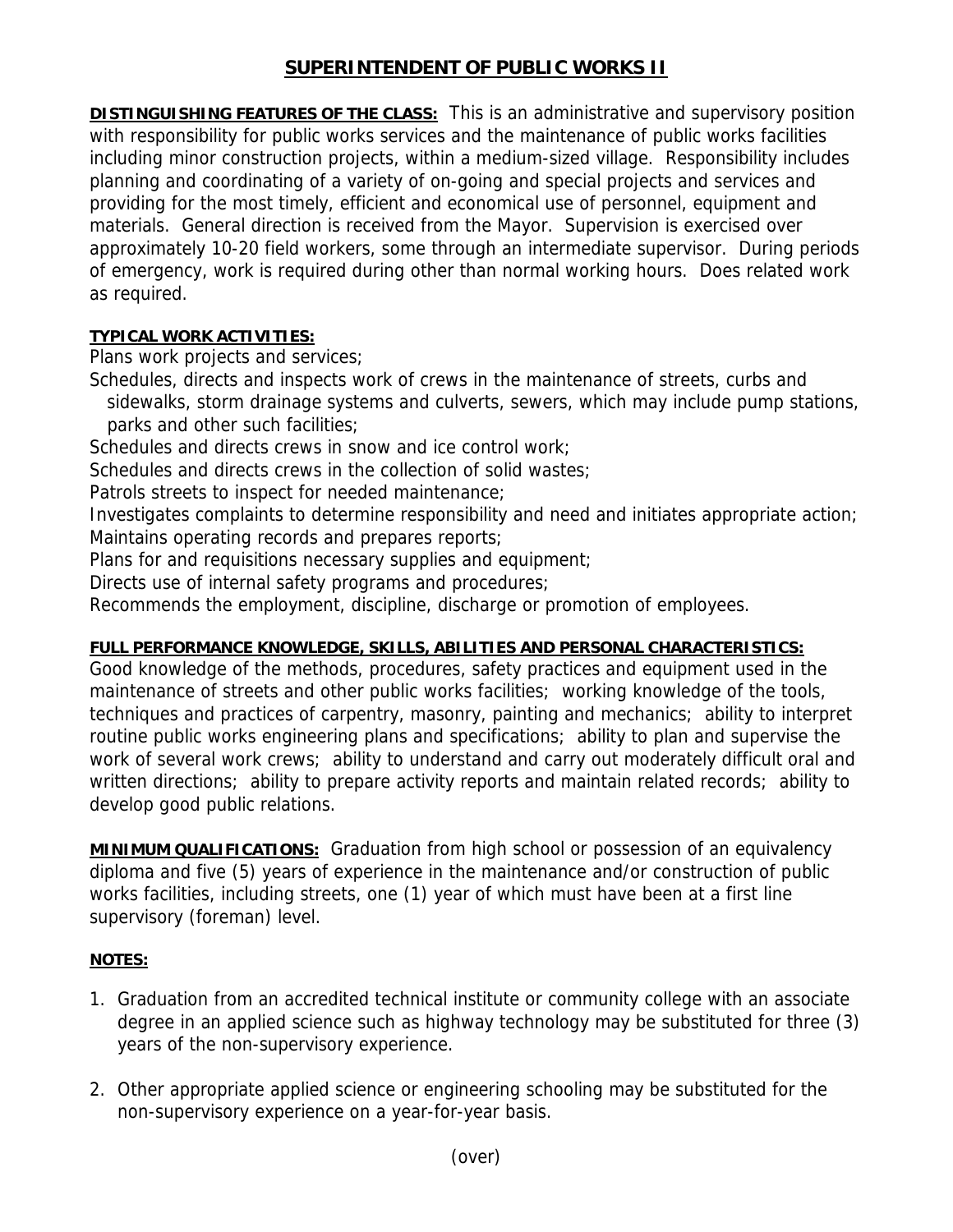# SUPERINTENDENT OF PUBLIC WORKS II

**DISTINGUISHING FEATURES OF THE CLASS:** This is an administrative and supervisory position with responsibility for public works services and the maintenance of public works facilities including minor construction projects, within a medium-sized village. Responsibility includes planning and coordinating of a variety of on-going and special projects and services and providing for the most timely, efficient and economical use of personnel, equipment and materials. General direction is received from the Mayor. Supervision is exercised over approximately 10-20 field workers, some through an intermediate supervisor. During periods of emergency, work is required during other than normal working hours. Does related work as required.

**TYPICAL WORK ACTIVITIES:**

Plans work projects and services;

Schedules, directs and inspects work of crews in the maintenance of streets, curbs and sidewalks, storm drainage systems and culverts, sewers, which may include pump stations, parks and other such facilities;

Schedules and directs crews in snow and ice control work;

Schedules and directs crews in the collection of solid wastes;

Patrols streets to inspect for needed maintenance;

Investigates complaints to determine responsibility and need and initiates appropriate action;

Maintains operating records and prepares reports;

Plans for and requisitions necessary supplies and equipment;

Directs use of internal safety programs and procedures;

Recommends the employment, discipline, discharge or promotion of employees.

**FULL PERFORMANCE KNOWLEDGE, SKILLS, ABILITIES AND PERSONAL CHARACTERISTICS:**

Good knowledge of the methods, procedures, safety practices and equipment used in the maintenance of streets and other public works facilities; working knowledge of the tools, techniques and practices of carpentry, masonry, painting and mechanics; ability to interpret routine public works engineering plans and specifications; ability to plan and supervise the work of several work crews; ability to understand and carry out moderately difficult oral and written directions; ability to prepare activity reports and maintain related records; ability to develop good public relations.

**MINIMUM QUALIFICATIONS:** Graduation from high school or possession of an equivalency diploma and five (5) years of experience in the maintenance and/or construction of public works facilities, including streets, one (1) year of which must have been at a first line supervisory (foreman) level.

**NOTES:**

1. Graduation from an accredited technical institute or community college with an associate degree in an applied science such as highway technology may be substituted for three (3) years of the non-supervisory experience.

2. Other appropriate applied science or engineering schooling may be substituted for the non-supervisory experience on a year-for-year basis.

(over)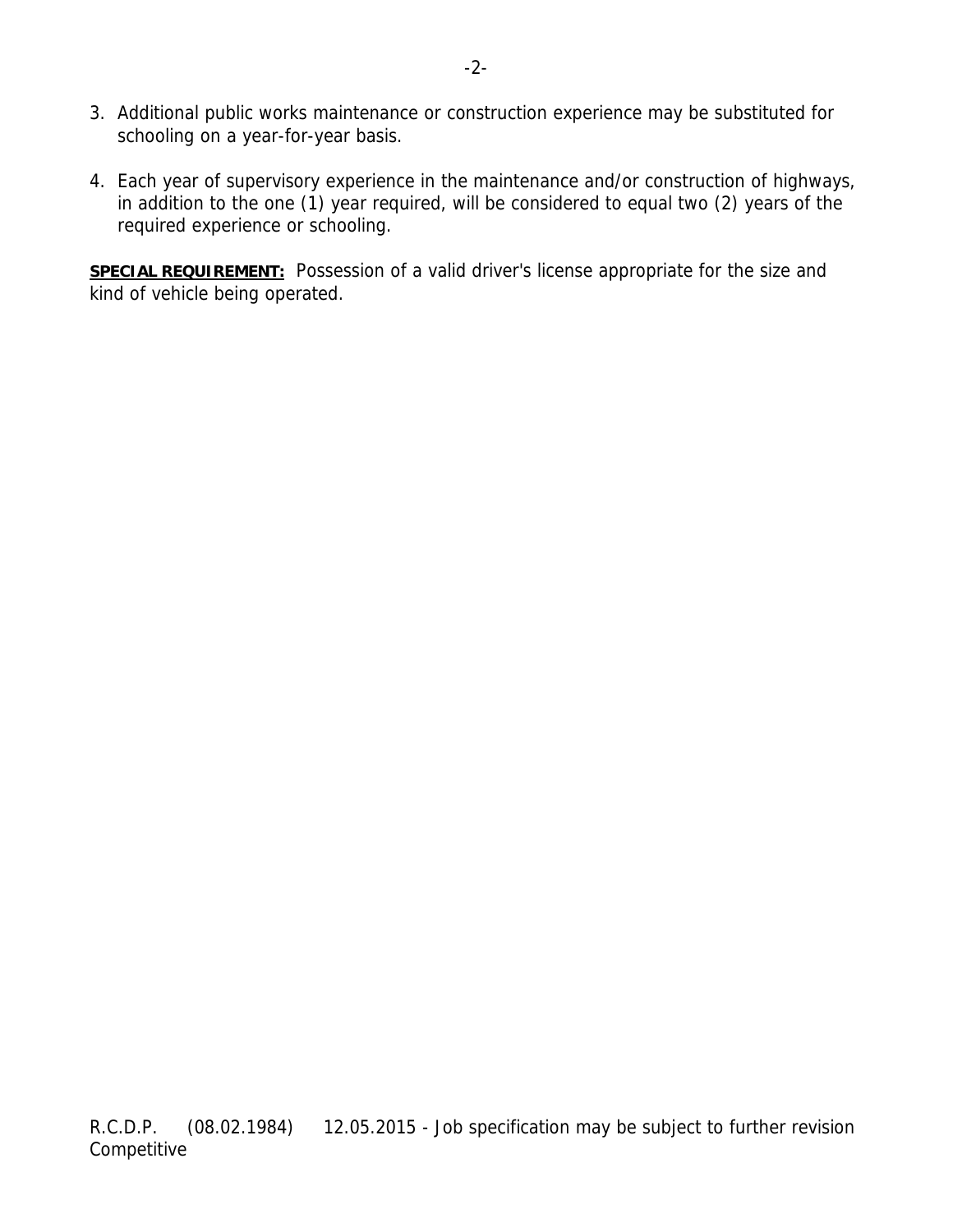3. Additional public works maintenance or construction experience may be substituted for schooling on a year-for-year basis.

4. Each year of supervisory experience in the maintenance and/or construction of highways, in addition to the one (1) year required, will be considered to equal two (2) years of the required experience or schooling.

**SPECIAL REQUIREMENT:** Possession of a valid driver's license appropriate for the size and kind of vehicle being operated.

R.C.D.P. (08.02.1984) 12.05.2015 - Job specification may be subject to further revision
Competitive